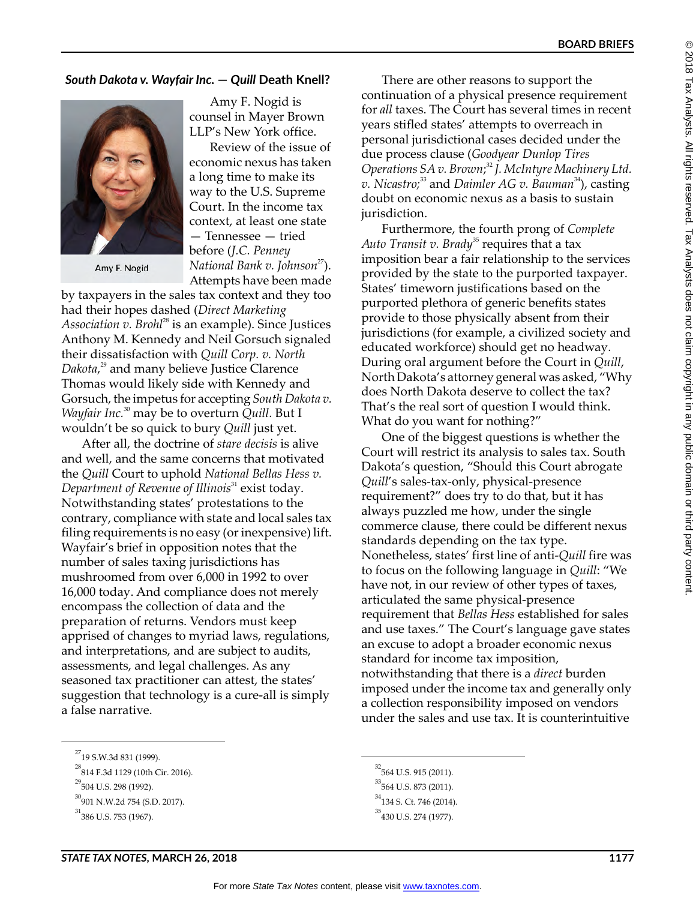### *South Dakota v. Wayfair Inc.* — *Quill* Death Knell?

Amy F. Nogid

Amy F. Nogid is counsel in Mayer Brown LLP's New York office.

Review of the issue of economic nexus has taken a long time to make its way to the U.S. Supreme Court. In the income tax context, at least one state — Tennessee — tried before (*J.C. Penney National Bank v. Johnson*[27]). Attempts have been made by taxpayers in the sales tax context and they too had their hopes dashed (*Direct Marketing Association v. Brohl*[28] is an example). Since Justices Anthony M. Kennedy and Neil Gorsuch signaled their dissatisfaction with *Quill Corp. v. North Dakota*,[29] and many believe Justice Clarence Thomas would likely side with Kennedy and Gorsuch, the impetus for accepting *South Dakota v. Wayfair Inc.*[30] may be to overturn *Quill*. But I wouldn't be so quick to bury *Quill* just yet.

After all, the doctrine of *stare decisis* is alive and well, and the same concerns that motivated the *Quill* Court to uphold *National Bellas Hess v. Department of Revenue of Illinois*[31] exist today. Notwithstanding states' protestations to the contrary, compliance with state and local sales tax filing requirements is no easy (or inexpensive) lift. Wayfair's brief in opposition notes that the number of sales taxing jurisdictions has mushroomed from over 6,000 in 1992 to over 16,000 today. And compliance does not merely encompass the collection of data and the preparation of returns. Vendors must keep apprised of changes to myriad laws, regulations, and interpretations, and are subject to audits, assessments, and legal challenges. As any seasoned tax practitioner can attest, the states' suggestion that technology is a cure-all is simply a false narrative.

There are other reasons to support the continuation of a physical presence requirement for *all* taxes. The Court has several times in recent years stifled states' attempts to overreach in personal jurisdictional cases decided under the due process clause (*Goodyear Dunlop Tires Operations SA v. Brown*;[32] *J. McIntyre Machinery Ltd. v. Nicastro*;[33] and *Daimler AG v. Bauman*[34]), casting doubt on economic nexus as a basis to sustain jurisdiction.

Furthermore, the fourth prong of *Complete Auto Transit v. Brady*[35] requires that a tax imposition bear a fair relationship to the services provided by the state to the purported taxpayer. States' timeworn justifications based on the purported plethora of generic benefits states provide to those physically absent from their jurisdictions (for example, a civilized society and educated workforce) should get no headway. During oral argument before the Court in *Quill*, North Dakota's attorney general was asked, "Why does North Dakota deserve to collect the tax? That's the real sort of question I would think. What do you want for nothing?"

One of the biggest questions is whether the Court will restrict its analysis to sales tax. South Dakota's question, "Should this Court abrogate *Quill*'s sales-tax-only, physical-presence requirement?" does try to do that, but it has always puzzled me how, under the single commerce clause, there could be different nexus standards depending on the tax type. Nonetheless, states' first line of anti-*Quill* fire was to focus on the following language in *Quill*: "We have not, in our review of other types of taxes, articulated the same physical-presence requirement that *Bellas Hess* established for sales and use taxes." The Court's language gave states an excuse to adopt a broader economic nexus standard for income tax imposition, notwithstanding that there is a *direct* burden imposed under the income tax and generally only a collection responsibility imposed on vendors under the sales and use tax. It is counterintuitive

---

[27] 19 S.W.3d 831 (1999).

[28] 814 F.3d 1129 (10th Cir. 2016).

[29] 504 U.S. 298 (1992).

[30] 901 N.W.2d 754 (S.D. 2017).

[31] 386 U.S. 753 (1967).

[32] 564 U.S. 915 (2011).

[33] 564 U.S. 873 (2011).

[34] 134 S. Ct. 746 (2014).

[35] 430 U.S. 274 (1977).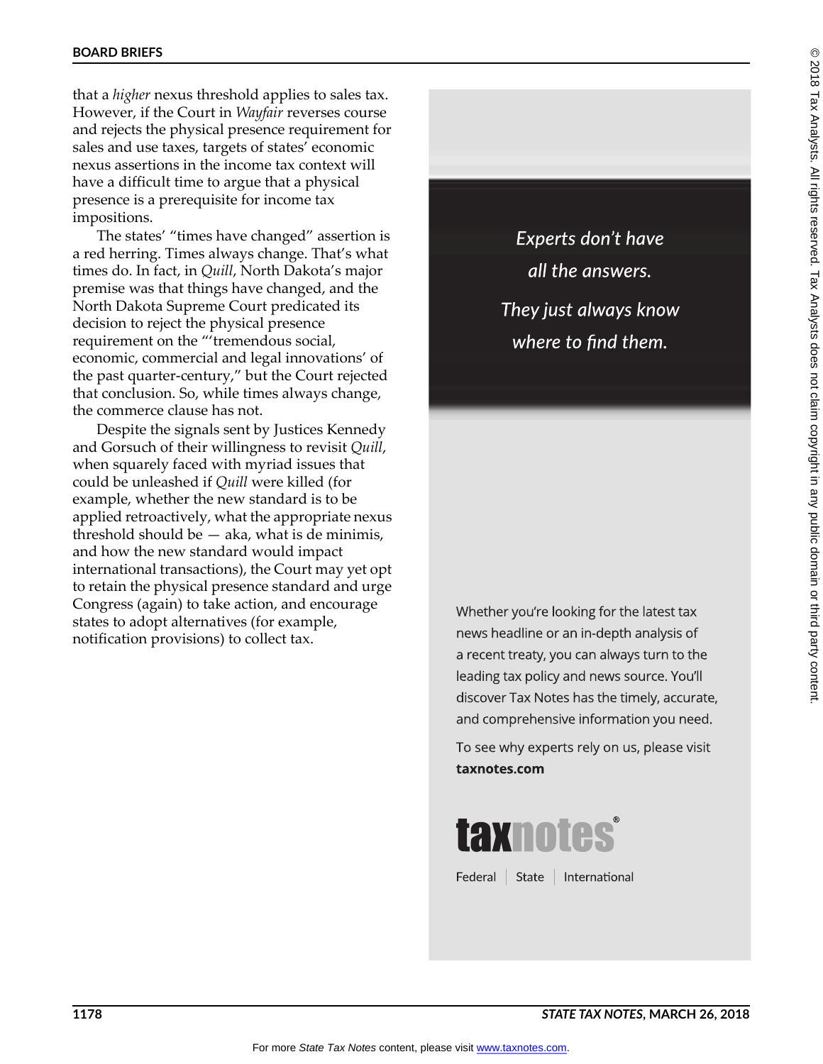that a *higher* nexus threshold applies to sales tax. However, if the Court in *Wayfair* reverses course and rejects the physical presence requirement for sales and use taxes, targets of states' economic nexus assertions in the income tax context will have a difficult time to argue that a physical presence is a prerequisite for income tax impositions.

The states' "times have changed" assertion is a red herring. Times always change. That's what times do. In fact, in *Quill*, North Dakota's major premise was that things have changed, and the North Dakota Supreme Court predicated its decision to reject the physical presence requirement on the "'tremendous social, economic, commercial and legal innovations' of the past quarter-century," but the Court rejected that conclusion. So, while times always change, the commerce clause has not.

Despite the signals sent by Justices Kennedy and Gorsuch of their willingness to revisit *Quill*, when squarely faced with myriad issues that could be unleashed if *Quill* were killed (for example, whether the new standard is to be applied retroactively, what the appropriate nexus threshold should be — aka, what is de minimis, and how the new standard would impact international transactions), the Court may yet opt to retain the physical presence standard and urge Congress (again) to take action, and encourage states to adopt alternatives (for example, notification provisions) to collect tax.

*Experts don't have all the answers.*

*They just always know where to find them.*

Whether you're looking for the latest tax news headline or an in-depth analysis of a recent treaty, you can always turn to the leading tax policy and news source. You'll discover Tax Notes has the timely, accurate, and comprehensive information you need.

To see why experts rely on us, please visit **taxnotes.com**

taxnotes®

Federal | State | International